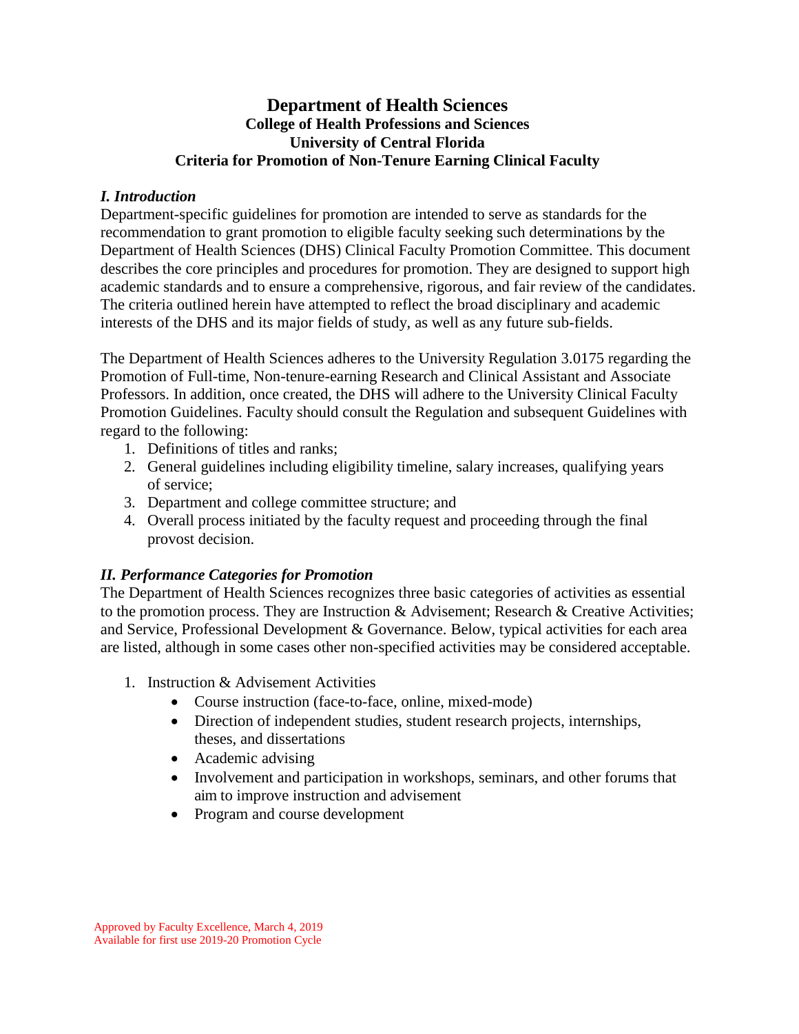# Department of Health Sciences

## College of Health Professions and Sciences

## University of Central Florida

## Criteria for Promotion of Non-Tenure Earning Clinical Faculty

### *I. Introduction*

Department-specific guidelines for promotion are intended to serve as standards for the recommendation to grant promotion to eligible faculty seeking such determinations by the Department of Health Sciences (DHS) Clinical Faculty Promotion Committee. This document describes the core principles and procedures for promotion. They are designed to support high academic standards and to ensure a comprehensive, rigorous, and fair review of the candidates. The criteria outlined herein have attempted to reflect the broad disciplinary and academic interests of the DHS and its major fields of study, as well as any future sub-fields.

The Department of Health Sciences adheres to the University Regulation 3.0175 regarding the Promotion of Full-time, Non-tenure-earning Research and Clinical Assistant and Associate Professors. In addition, once created, the DHS will adhere to the University Clinical Faculty Promotion Guidelines. Faculty should consult the Regulation and subsequent Guidelines with regard to the following:

1. Definitions of titles and ranks;
2. General guidelines including eligibility timeline, salary increases, qualifying years of service;
3. Department and college committee structure; and
4. Overall process initiated by the faculty request and proceeding through the final provost decision.

### *II. Performance Categories for Promotion*

The Department of Health Sciences recognizes three basic categories of activities as essential to the promotion process. They are Instruction & Advisement; Research & Creative Activities; and Service, Professional Development & Governance. Below, typical activities for each area are listed, although in some cases other non-specified activities may be considered acceptable.

1. Instruction & Advisement Activities
   - Course instruction (face-to-face, online, mixed-mode)
   - Direction of independent studies, student research projects, internships, theses, and dissertations
   - Academic advising
   - Involvement and participation in workshops, seminars, and other forums that aim to improve instruction and advisement
   - Program and course development

Approved by Faculty Excellence, March 4, 2019
Available for first use 2019-20 Promotion Cycle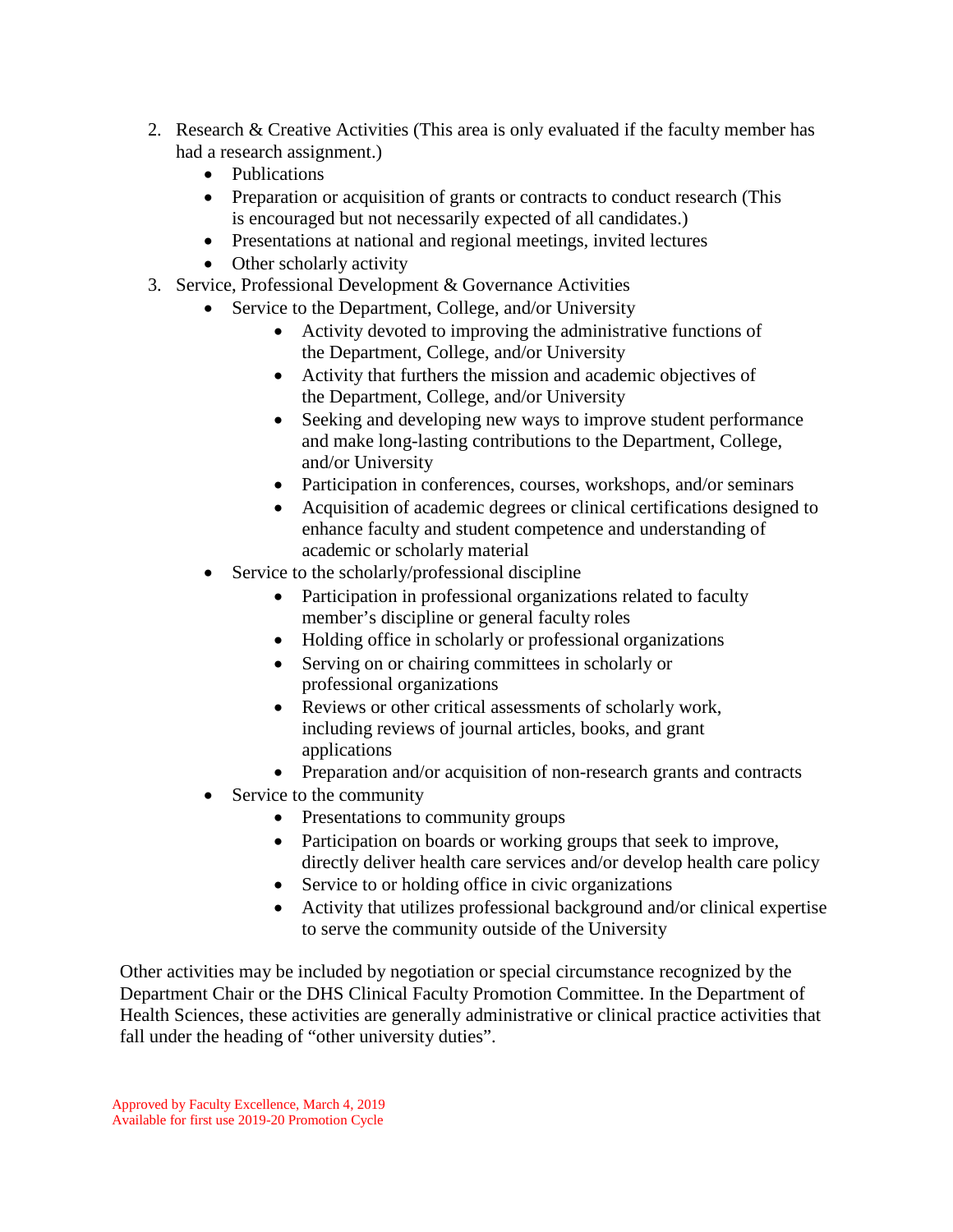2. Research & Creative Activities (This area is only evaluated if the faculty member has had a research assignment.)
    - Publications
    - Preparation or acquisition of grants or contracts to conduct research (This is encouraged but not necessarily expected of all candidates.)
    - Presentations at national and regional meetings, invited lectures
    - Other scholarly activity
3. Service, Professional Development & Governance Activities
    - Service to the Department, College, and/or University
        - Activity devoted to improving the administrative functions of the Department, College, and/or University
        - Activity that furthers the mission and academic objectives of the Department, College, and/or University
        - Seeking and developing new ways to improve student performance and make long-lasting contributions to the Department, College, and/or University
        - Participation in conferences, courses, workshops, and/or seminars
        - Acquisition of academic degrees or clinical certifications designed to enhance faculty and student competence and understanding of academic or scholarly material
    - Service to the scholarly/professional discipline
        - Participation in professional organizations related to faculty member's discipline or general faculty roles
        - Holding office in scholarly or professional organizations
        - Serving on or chairing committees in scholarly or professional organizations
        - Reviews or other critical assessments of scholarly work, including reviews of journal articles, books, and grant applications
        - Preparation and/or acquisition of non-research grants and contracts
    - Service to the community
        - Presentations to community groups
        - Participation on boards or working groups that seek to improve, directly deliver health care services and/or develop health care policy
        - Service to or holding office in civic organizations
        - Activity that utilizes professional background and/or clinical expertise to serve the community outside of the University

Other activities may be included by negotiation or special circumstance recognized by the Department Chair or the DHS Clinical Faculty Promotion Committee. In the Department of Health Sciences, these activities are generally administrative or clinical practice activities that fall under the heading of "other university duties".

Approved by Faculty Excellence, March 4, 2019
Available for first use 2019-20 Promotion Cycle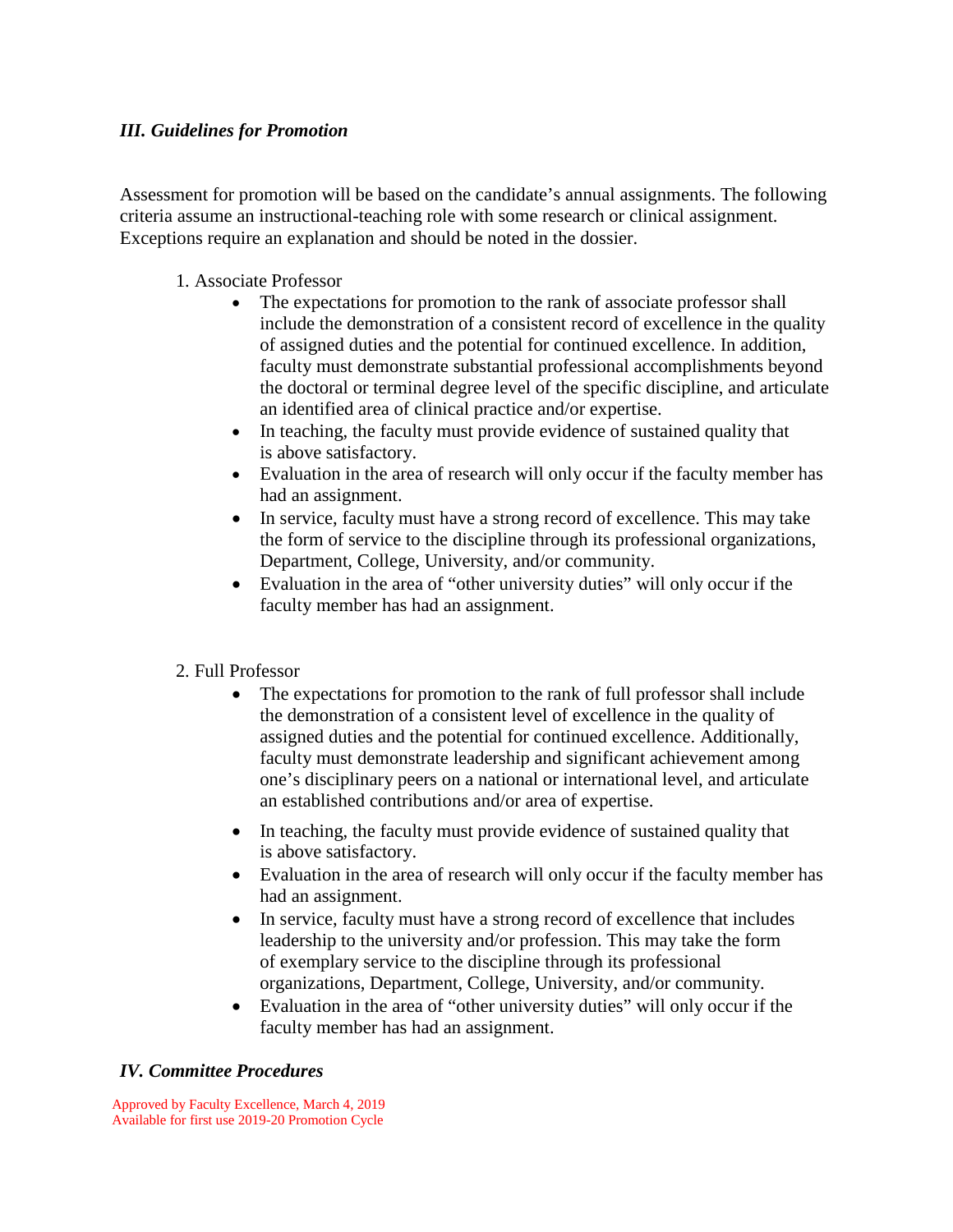### *III. Guidelines for Promotion*

Assessment for promotion will be based on the candidate's annual assignments. The following criteria assume an instructional-teaching role with some research or clinical assignment. Exceptions require an explanation and should be noted in the dossier.

1. Associate Professor
   - The expectations for promotion to the rank of associate professor shall include the demonstration of a consistent record of excellence in the quality of assigned duties and the potential for continued excellence. In addition, faculty must demonstrate substantial professional accomplishments beyond the doctoral or terminal degree level of the specific discipline, and articulate an identified area of clinical practice and/or expertise.
   - In teaching, the faculty must provide evidence of sustained quality that is above satisfactory.
   - Evaluation in the area of research will only occur if the faculty member has had an assignment.
   - In service, faculty must have a strong record of excellence. This may take the form of service to the discipline through its professional organizations, Department, College, University, and/or community.
   - Evaluation in the area of "other university duties" will only occur if the faculty member has had an assignment.

2. Full Professor
   - The expectations for promotion to the rank of full professor shall include the demonstration of a consistent level of excellence in the quality of assigned duties and the potential for continued excellence. Additionally, faculty must demonstrate leadership and significant achievement among one's disciplinary peers on a national or international level, and articulate an established contributions and/or area of expertise.
   - In teaching, the faculty must provide evidence of sustained quality that is above satisfactory.
   - Evaluation in the area of research will only occur if the faculty member has had an assignment.
   - In service, faculty must have a strong record of excellence that includes leadership to the university and/or profession. This may take the form of exemplary service to the discipline through its professional organizations, Department, College, University, and/or community.
   - Evaluation in the area of "other university duties" will only occur if the faculty member has had an assignment.

### *IV. Committee Procedures*

Approved by Faculty Excellence, March 4, 2019
Available for first use 2019-20 Promotion Cycle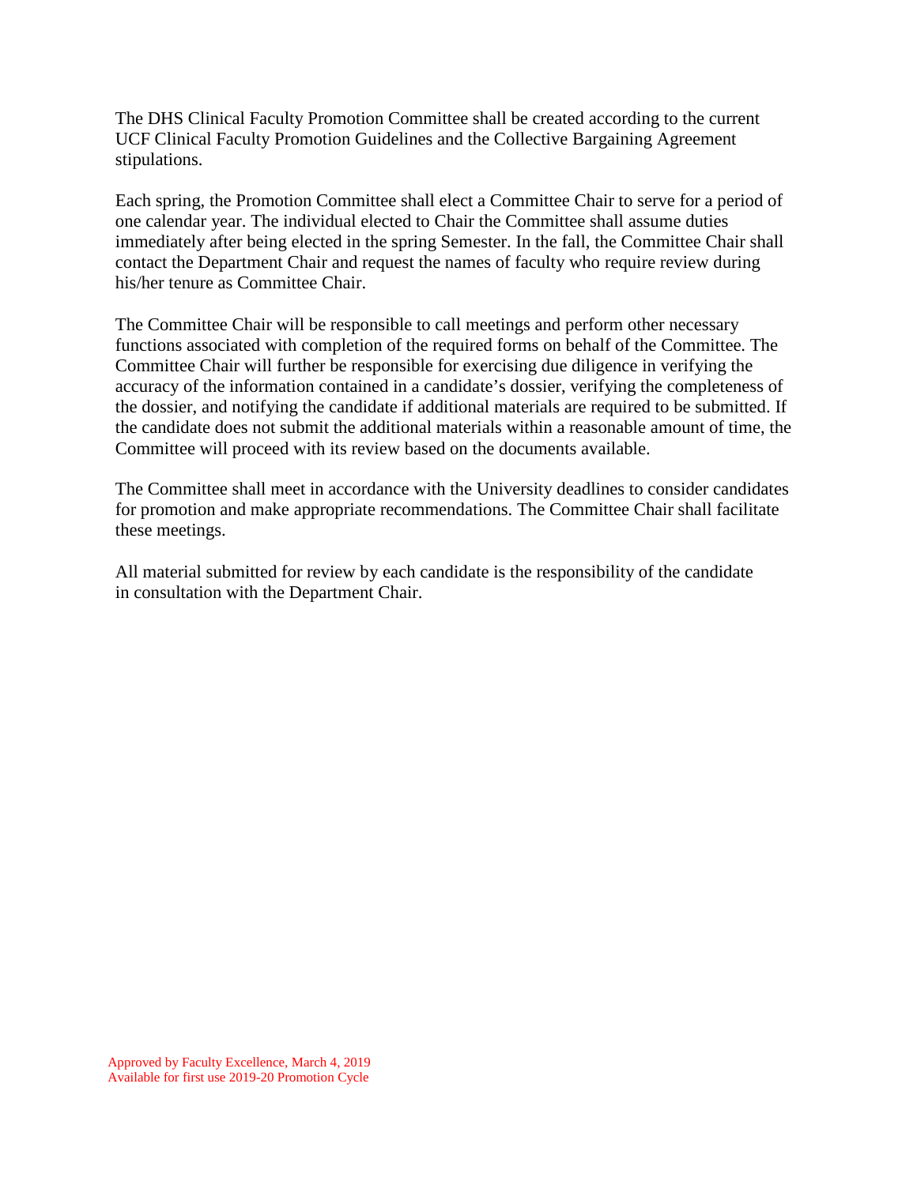The DHS Clinical Faculty Promotion Committee shall be created according to the current UCF Clinical Faculty Promotion Guidelines and the Collective Bargaining Agreement stipulations.

Each spring, the Promotion Committee shall elect a Committee Chair to serve for a period of one calendar year. The individual elected to Chair the Committee shall assume duties immediately after being elected in the spring Semester. In the fall, the Committee Chair shall contact the Department Chair and request the names of faculty who require review during his/her tenure as Committee Chair.

The Committee Chair will be responsible to call meetings and perform other necessary functions associated with completion of the required forms on behalf of the Committee. The Committee Chair will further be responsible for exercising due diligence in verifying the accuracy of the information contained in a candidate's dossier, verifying the completeness of the dossier, and notifying the candidate if additional materials are required to be submitted. If the candidate does not submit the additional materials within a reasonable amount of time, the Committee will proceed with its review based on the documents available.

The Committee shall meet in accordance with the University deadlines to consider candidates for promotion and make appropriate recommendations. The Committee Chair shall facilitate these meetings.

All material submitted for review by each candidate is the responsibility of the candidate in consultation with the Department Chair.

Approved by Faculty Excellence, March 4, 2019
Available for first use 2019-20 Promotion Cycle